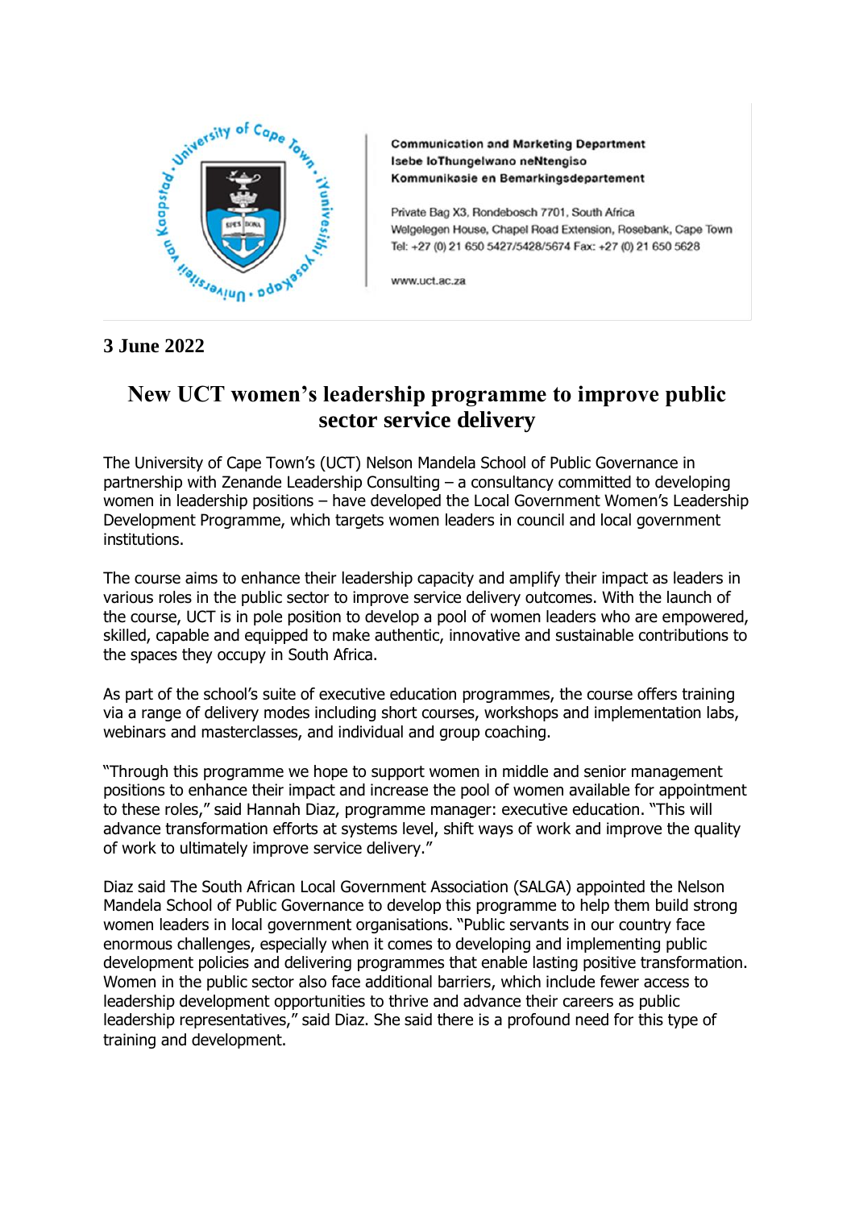**Communication and Marketing Department**
**Isebe loThungelwano neNtengiso**
**Kommunikasie en Bemarkingsdepartement**

Private Bag X3, Rondebosch 7701, South Africa
Welgelegen House, Chapel Road Extension, Rosebank, Cape Town
Tel: +27 (0) 21 650 5427/5428/5674 Fax: +27 (0) 21 650 5628

www.uct.ac.za

**3 June 2022**

# New UCT women's leadership programme to improve public sector service delivery

The University of Cape Town's (UCT) Nelson Mandela School of Public Governance in partnership with Zenande Leadership Consulting – a consultancy committed to developing women in leadership positions – have developed the Local Government Women's Leadership Development Programme, which targets women leaders in council and local government institutions.

The course aims to enhance their leadership capacity and amplify their impact as leaders in various roles in the public sector to improve service delivery outcomes. With the launch of the course, UCT is in pole position to develop a pool of women leaders who are empowered, skilled, capable and equipped to make authentic, innovative and sustainable contributions to the spaces they occupy in South Africa.

As part of the school's suite of executive education programmes, the course offers training via a range of delivery modes including short courses, workshops and implementation labs, webinars and masterclasses, and individual and group coaching.

"Through this programme we hope to support women in middle and senior management positions to enhance their impact and increase the pool of women available for appointment to these roles," said Hannah Diaz, programme manager: executive education. "This will advance transformation efforts at systems level, shift ways of work and improve the quality of work to ultimately improve service delivery."

Diaz said The South African Local Government Association (SALGA) appointed the Nelson Mandela School of Public Governance to develop this programme to help them build strong women leaders in local government organisations. "Public servants in our country face enormous challenges, especially when it comes to developing and implementing public development policies and delivering programmes that enable lasting positive transformation. Women in the public sector also face additional barriers, which include fewer access to leadership development opportunities to thrive and advance their careers as public leadership representatives," said Diaz. She said there is a profound need for this type of training and development.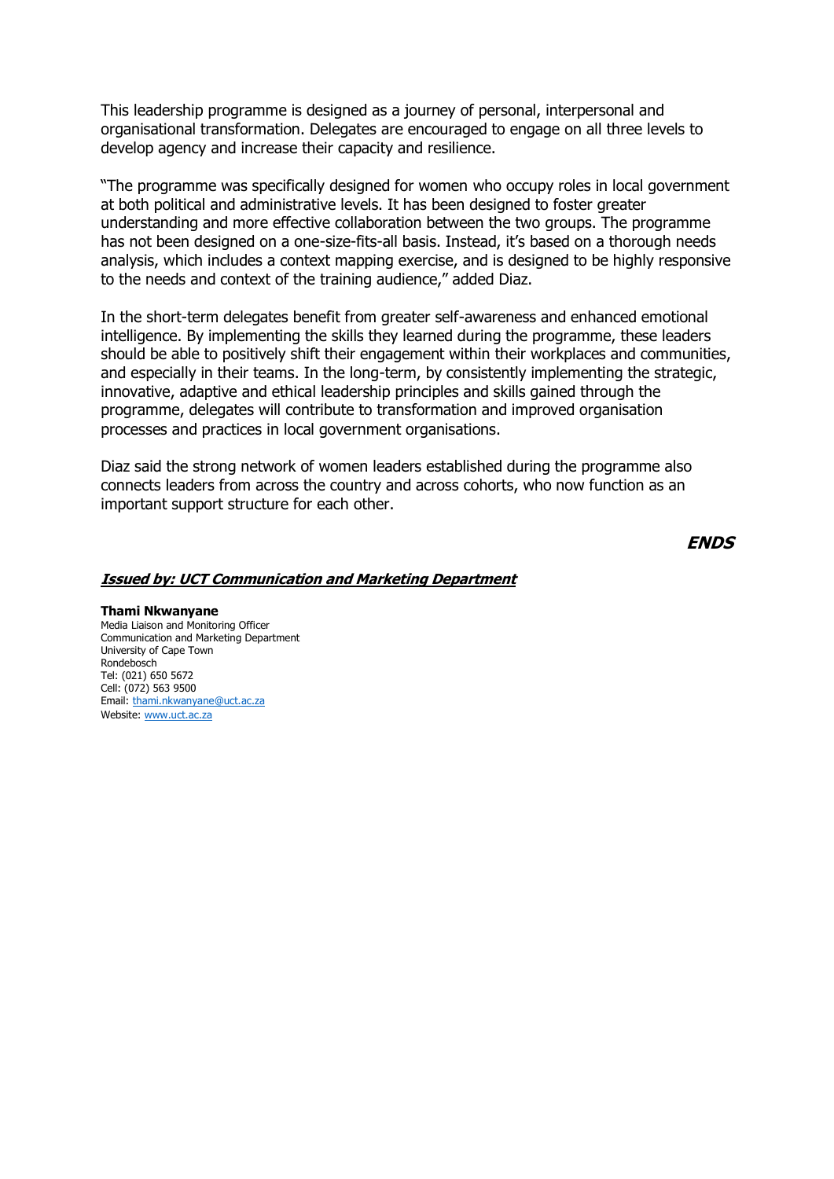This leadership programme is designed as a journey of personal, interpersonal and organisational transformation. Delegates are encouraged to engage on all three levels to develop agency and increase their capacity and resilience.

"The programme was specifically designed for women who occupy roles in local government at both political and administrative levels. It has been designed to foster greater understanding and more effective collaboration between the two groups. The programme has not been designed on a one-size-fits-all basis. Instead, it's based on a thorough needs analysis, which includes a context mapping exercise, and is designed to be highly responsive to the needs and context of the training audience," added Diaz.

In the short-term delegates benefit from greater self-awareness and enhanced emotional intelligence. By implementing the skills they learned during the programme, these leaders should be able to positively shift their engagement within their workplaces and communities, and especially in their teams. In the long-term, by consistently implementing the strategic, innovative, adaptive and ethical leadership principles and skills gained through the programme, delegates will contribute to transformation and improved organisation processes and practices in local government organisations.

Diaz said the strong network of women leaders established during the programme also connects leaders from across the country and across cohorts, who now function as an important support structure for each other.

***ENDS***

***Issued by: UCT Communication and Marketing Department***

**Thami Nkwanyane**
Media Liaison and Monitoring Officer
Communication and Marketing Department
University of Cape Town
Rondebosch
Tel: (021) 650 5672
Cell: (072) 563 9500
Email: thami.nkwanyane@uct.ac.za
Website: www.uct.ac.za